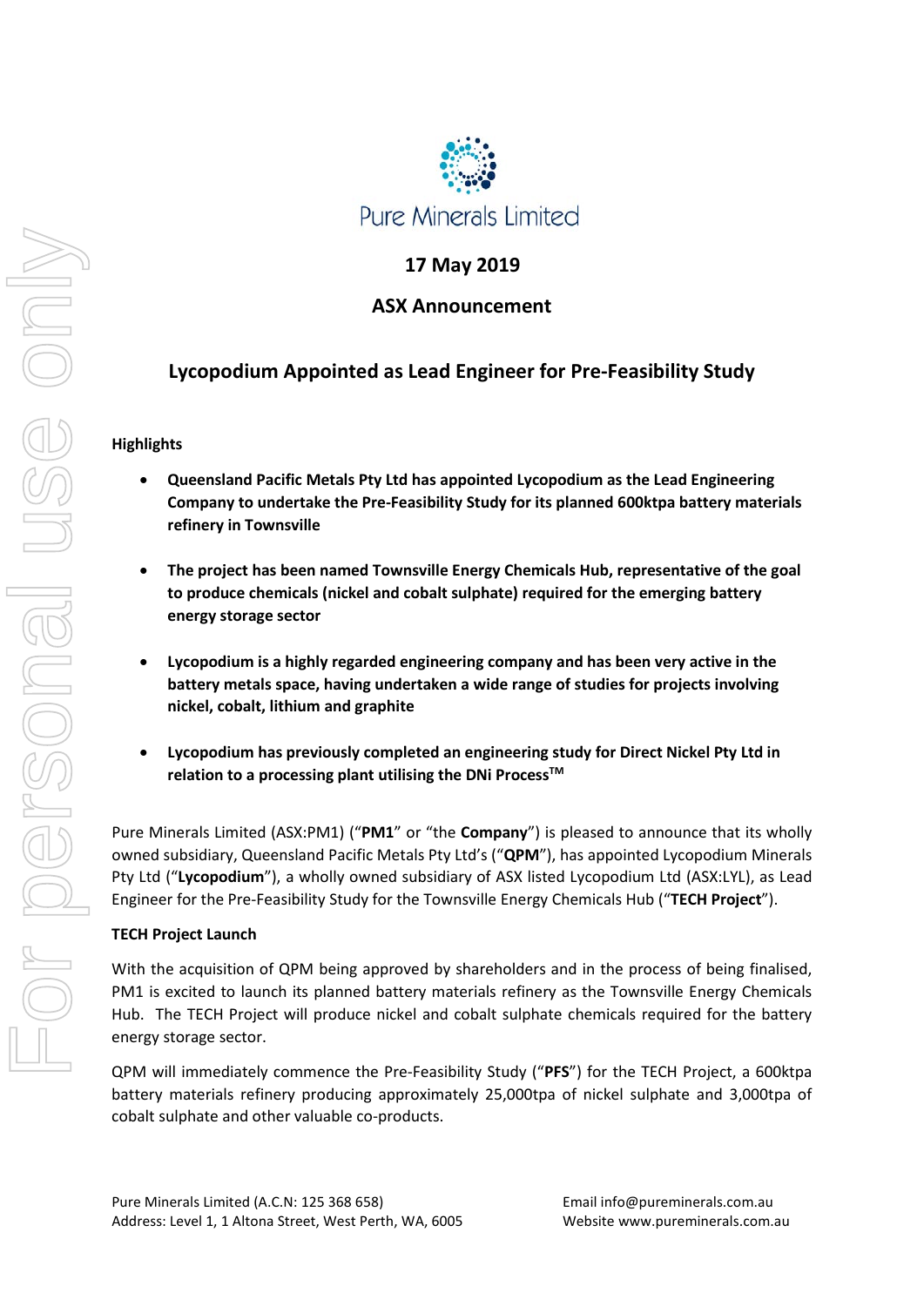Pure Minerals Limited

**17 May 2019**

**ASX Announcement**

# Lycopodium Appointed as Lead Engineer for Pre-Feasibility Study

**Highlights**

- **Queensland Pacific Metals Pty Ltd has appointed Lycopodium as the Lead Engineering Company to undertake the Pre-Feasibility Study for its planned 600ktpa battery materials refinery in Townsville**

- **The project has been named Townsville Energy Chemicals Hub, representative of the goal to produce chemicals (nickel and cobalt sulphate) required for the emerging battery energy storage sector**

- **Lycopodium is a highly regarded engineering company and has been very active in the battery metals space, having undertaken a wide range of studies for projects involving nickel, cobalt, lithium and graphite**

- **Lycopodium has previously completed an engineering study for Direct Nickel Pty Ltd in relation to a processing plant utilising the DNi Process™**

Pure Minerals Limited (ASX:PM1) ("**PM1**" or "the **Company**") is pleased to announce that its wholly owned subsidiary, Queensland Pacific Metals Pty Ltd's ("**QPM**"), has appointed Lycopodium Minerals Pty Ltd ("**Lycopodium**"), a wholly owned subsidiary of ASX listed Lycopodium Ltd (ASX:LYL), as Lead Engineer for the Pre-Feasibility Study for the Townsville Energy Chemicals Hub ("**TECH Project**").

**TECH Project Launch**

With the acquisition of QPM being approved by shareholders and in the process of being finalised, PM1 is excited to launch its planned battery materials refinery as the Townsville Energy Chemicals Hub. The TECH Project will produce nickel and cobalt sulphate chemicals required for the battery energy storage sector.

QPM will immediately commence the Pre-Feasibility Study ("**PFS**") for the TECH Project, a 600ktpa battery materials refinery producing approximately 25,000tpa of nickel sulphate and 3,000tpa of cobalt sulphate and other valuable co-products.

Pure Minerals Limited (A.C.N: 125 368 658)
Address: Level 1, 1 Altona Street, West Perth, WA, 6005

Email info@pureminerals.com.au
Website www.pureminerals.com.au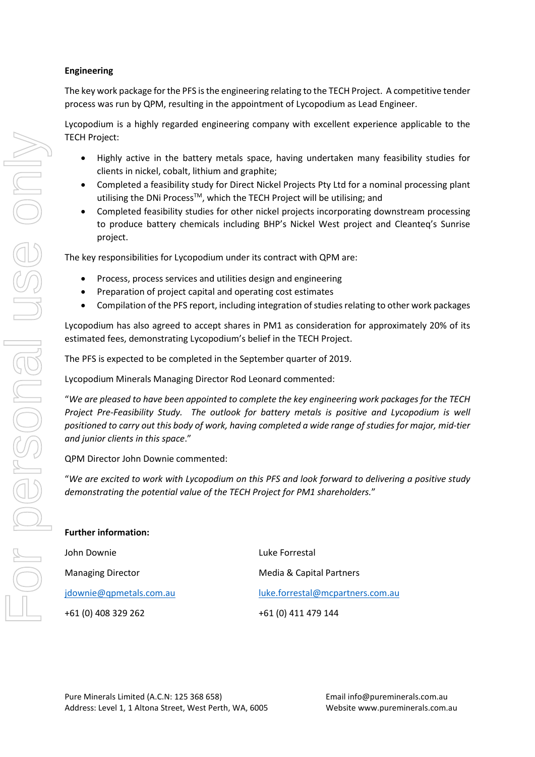**Engineering**

The key work package for the PFS is the engineering relating to the TECH Project. A competitive tender process was run by QPM, resulting in the appointment of Lycopodium as Lead Engineer.

Lycopodium is a highly regarded engineering company with excellent experience applicable to the TECH Project:

- Highly active in the battery metals space, having undertaken many feasibility studies for clients in nickel, cobalt, lithium and graphite;
- Completed a feasibility study for Direct Nickel Projects Pty Ltd for a nominal processing plant utilising the DNi Process$^{TM}$, which the TECH Project will be utilising; and
- Completed feasibility studies for other nickel projects incorporating downstream processing to produce battery chemicals including BHP's Nickel West project and Cleanteq's Sunrise project.

The key responsibilities for Lycopodium under its contract with QPM are:

- Process, process services and utilities design and engineering
- Preparation of project capital and operating cost estimates
- Compilation of the PFS report, including integration of studies relating to other work packages

Lycopodium has also agreed to accept shares in PM1 as consideration for approximately 20% of its estimated fees, demonstrating Lycopodium's belief in the TECH Project.

The PFS is expected to be completed in the September quarter of 2019.

Lycopodium Minerals Managing Director Rod Leonard commented:

"*We are pleased to have been appointed to complete the key engineering work packages for the TECH Project Pre-Feasibility Study. The outlook for battery metals is positive and Lycopodium is well positioned to carry out this body of work, having completed a wide range of studies for major, mid-tier and junior clients in this space*."

QPM Director John Downie commented:

"*We are excited to work with Lycopodium on this PFS and look forward to delivering a positive study demonstrating the potential value of the TECH Project for PM1 shareholders.*"

**Further information:**

John Downie
Managing Director
jdownie@qpmetals.com.au
+61 (0) 408 329 262

Luke Forrestal
Media & Capital Partners
luke.forrestal@mcpartners.com.au
+61 (0) 411 479 144